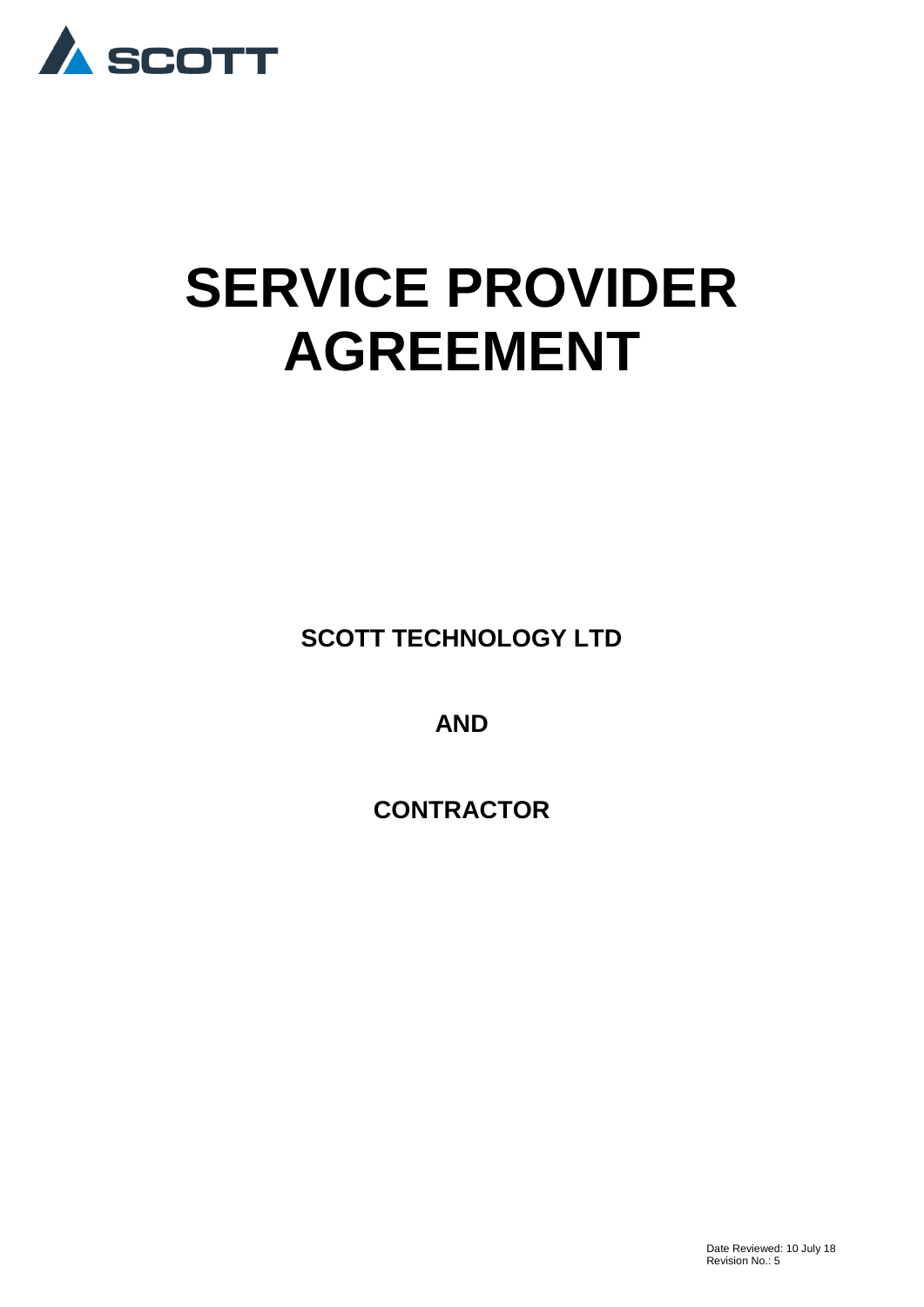SCOTT

# SERVICE PROVIDER AGREEMENT

**SCOTT TECHNOLOGY LTD**

**AND**

**CONTRACTOR**

Date Reviewed: 10 July 18
Revision No.: 5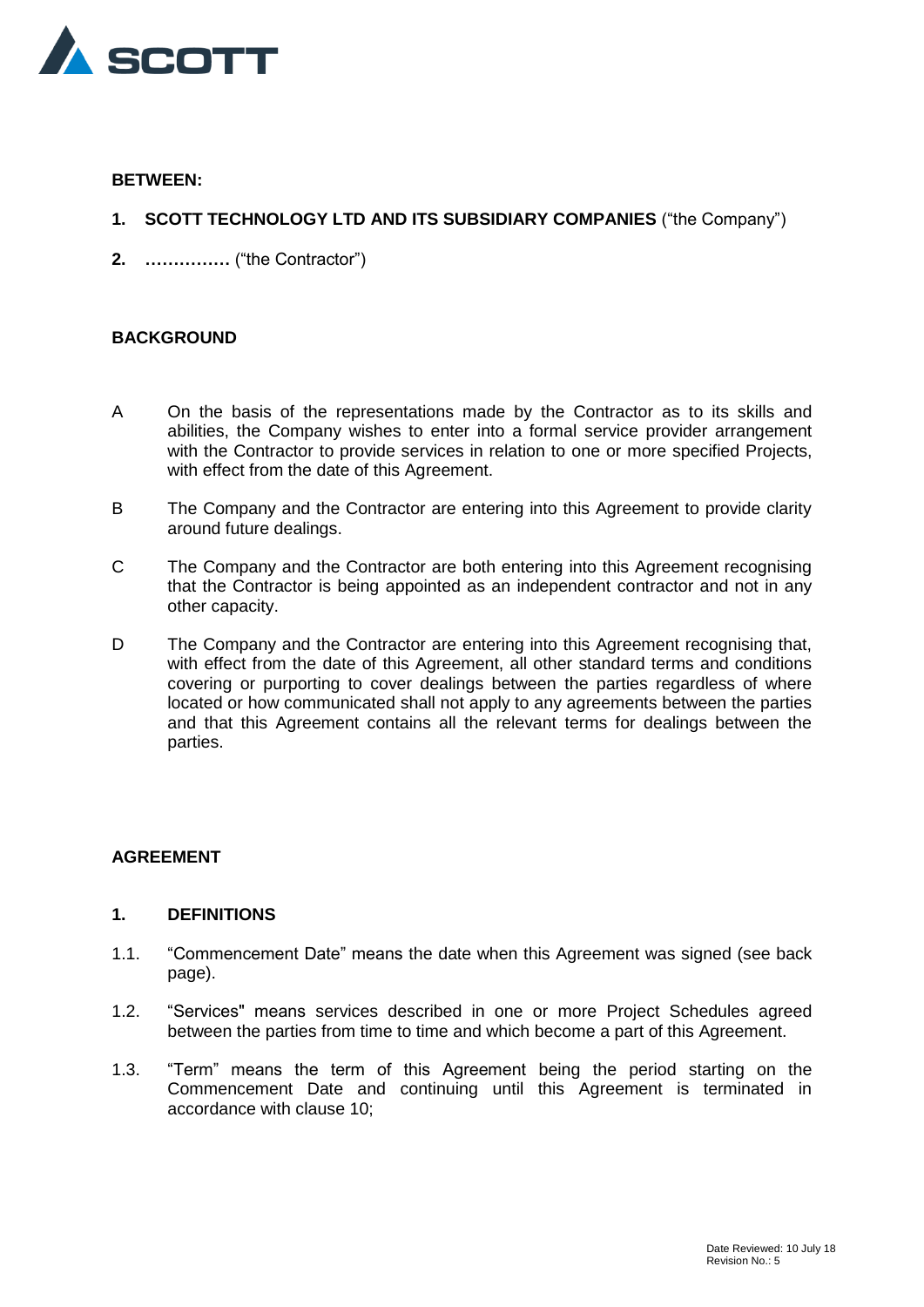**BETWEEN:**

1. **SCOTT TECHNOLOGY LTD AND ITS SUBSIDIARY COMPANIES** ("the Company")
2. **……………** ("the Contractor")

**BACKGROUND**

A On the basis of the representations made by the Contractor as to its skills and abilities, the Company wishes to enter into a formal service provider arrangement with the Contractor to provide services in relation to one or more specified Projects, with effect from the date of this Agreement.

B The Company and the Contractor are entering into this Agreement to provide clarity around future dealings.

C The Company and the Contractor are both entering into this Agreement recognising that the Contractor is being appointed as an independent contractor and not in any other capacity.

D The Company and the Contractor are entering into this Agreement recognising that, with effect from the date of this Agreement, all other standard terms and conditions covering or purporting to cover dealings between the parties regardless of where located or how communicated shall not apply to any agreements between the parties and that this Agreement contains all the relevant terms for dealings between the parties.

**AGREEMENT**

**1. DEFINITIONS**

1.1. "Commencement Date" means the date when this Agreement was signed (see back page).

1.2. "Services" means services described in one or more Project Schedules agreed between the parties from time to time and which become a part of this Agreement.

1.3. "Term" means the term of this Agreement being the period starting on the Commencement Date and continuing until this Agreement is terminated in accordance with clause 10;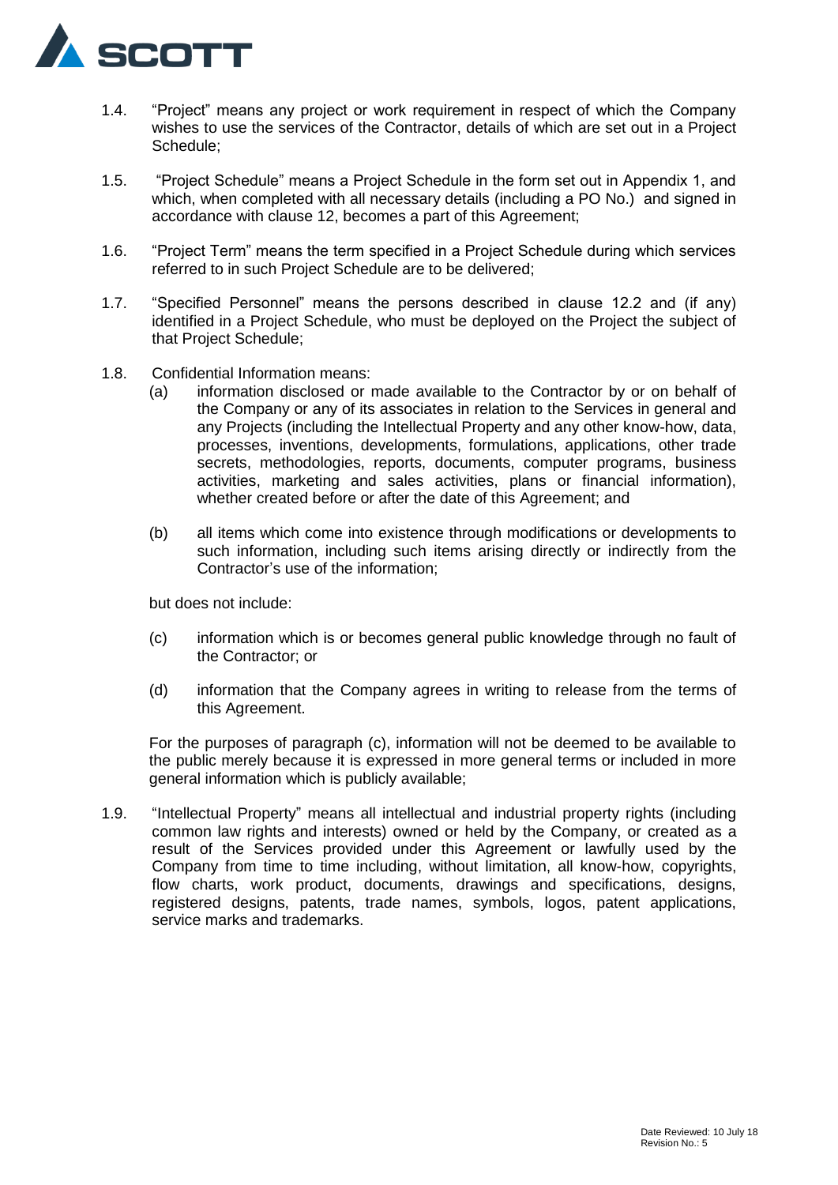1.4. “Project” means any project or work requirement in respect of which the Company wishes to use the services of the Contractor, details of which are set out in a Project Schedule;

1.5. “Project Schedule” means a Project Schedule in the form set out in Appendix 1, and which, when completed with all necessary details (including a PO No.) and signed in accordance with clause 12, becomes a part of this Agreement;

1.6. “Project Term” means the term specified in a Project Schedule during which services referred to in such Project Schedule are to be delivered;

1.7. “Specified Personnel” means the persons described in clause 12.2 and (if any) identified in a Project Schedule, who must be deployed on the Project the subject of that Project Schedule;

1.8. Confidential Information means:

(a) information disclosed or made available to the Contractor by or on behalf of the Company or any of its associates in relation to the Services in general and any Projects (including the Intellectual Property and any other know-how, data, processes, inventions, developments, formulations, applications, other trade secrets, methodologies, reports, documents, computer programs, business activities, marketing and sales activities, plans or financial information), whether created before or after the date of this Agreement; and

(b) all items which come into existence through modifications or developments to such information, including such items arising directly or indirectly from the Contractor’s use of the information;

but does not include:

(c) information which is or becomes general public knowledge through no fault of the Contractor; or

(d) information that the Company agrees in writing to release from the terms of this Agreement.

For the purposes of paragraph (c), information will not be deemed to be available to the public merely because it is expressed in more general terms or included in more general information which is publicly available;

1.9. “Intellectual Property” means all intellectual and industrial property rights (including common law rights and interests) owned or held by the Company, or created as a result of the Services provided under this Agreement or lawfully used by the Company from time to time including, without limitation, all know-how, copyrights, flow charts, work product, documents, drawings and specifications, designs, registered designs, patents, trade names, symbols, logos, patent applications, service marks and trademarks.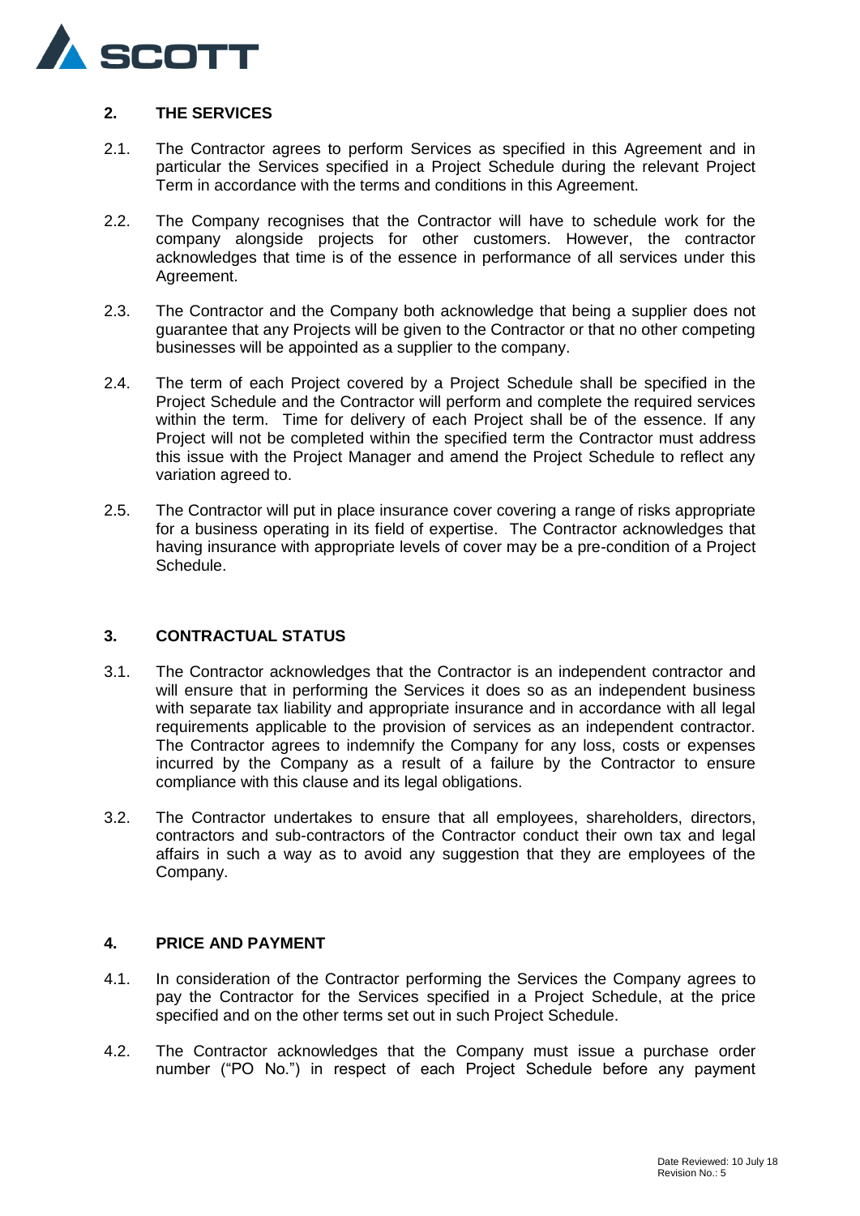## 2. THE SERVICES

2.1. The Contractor agrees to perform Services as specified in this Agreement and in particular the Services specified in a Project Schedule during the relevant Project Term in accordance with the terms and conditions in this Agreement.

2.2. The Company recognises that the Contractor will have to schedule work for the company alongside projects for other customers. However, the contractor acknowledges that time is of the essence in performance of all services under this Agreement.

2.3. The Contractor and the Company both acknowledge that being a supplier does not guarantee that any Projects will be given to the Contractor or that no other competing businesses will be appointed as a supplier to the company.

2.4. The term of each Project covered by a Project Schedule shall be specified in the Project Schedule and the Contractor will perform and complete the required services within the term. Time for delivery of each Project shall be of the essence. If any Project will not be completed within the specified term the Contractor must address this issue with the Project Manager and amend the Project Schedule to reflect any variation agreed to.

2.5. The Contractor will put in place insurance cover covering a range of risks appropriate for a business operating in its field of expertise. The Contractor acknowledges that having insurance with appropriate levels of cover may be a pre-condition of a Project Schedule.

## 3. CONTRACTUAL STATUS

3.1. The Contractor acknowledges that the Contractor is an independent contractor and will ensure that in performing the Services it does so as an independent business with separate tax liability and appropriate insurance and in accordance with all legal requirements applicable to the provision of services as an independent contractor. The Contractor agrees to indemnify the Company for any loss, costs or expenses incurred by the Company as a result of a failure by the Contractor to ensure compliance with this clause and its legal obligations.

3.2. The Contractor undertakes to ensure that all employees, shareholders, directors, contractors and sub-contractors of the Contractor conduct their own tax and legal affairs in such a way as to avoid any suggestion that they are employees of the Company.

## 4. PRICE AND PAYMENT

4.1. In consideration of the Contractor performing the Services the Company agrees to pay the Contractor for the Services specified in a Project Schedule, at the price specified and on the other terms set out in such Project Schedule.

4.2. The Contractor acknowledges that the Company must issue a purchase order number ("PO No.") in respect of each Project Schedule before any payment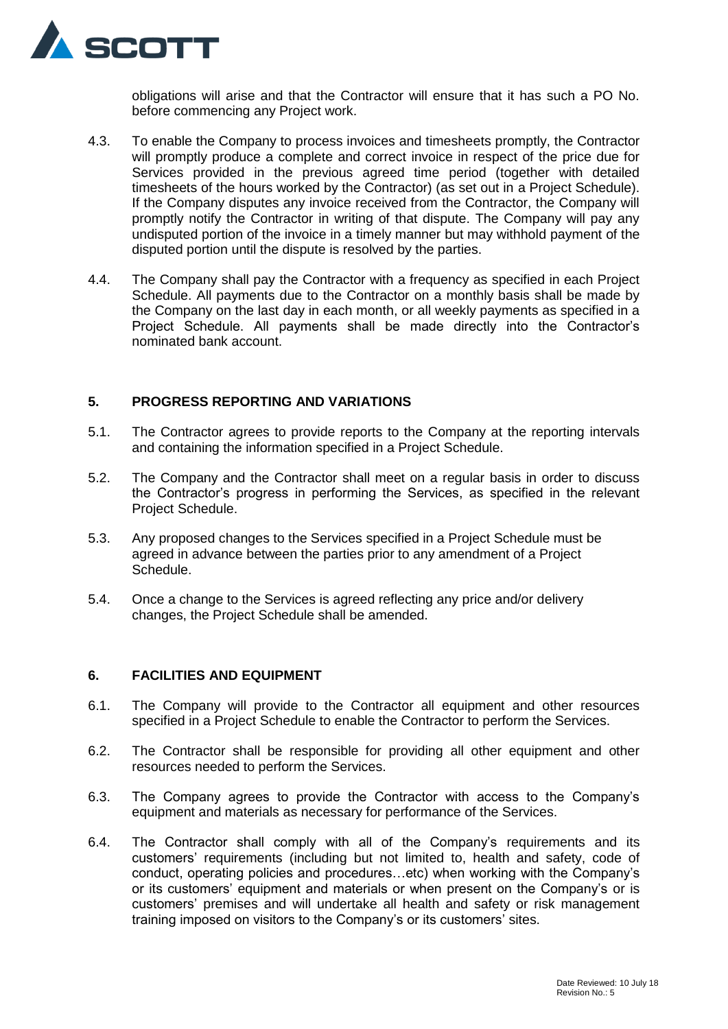obligations will arise and that the Contractor will ensure that it has such a PO No. before commencing any Project work.

4.3. To enable the Company to process invoices and timesheets promptly, the Contractor will promptly produce a complete and correct invoice in respect of the price due for Services provided in the previous agreed time period (together with detailed timesheets of the hours worked by the Contractor) (as set out in a Project Schedule). If the Company disputes any invoice received from the Contractor, the Company will promptly notify the Contractor in writing of that dispute. The Company will pay any undisputed portion of the invoice in a timely manner but may withhold payment of the disputed portion until the dispute is resolved by the parties.

4.4. The Company shall pay the Contractor with a frequency as specified in each Project Schedule. All payments due to the Contractor on a monthly basis shall be made by the Company on the last day in each month, or all weekly payments as specified in a Project Schedule. All payments shall be made directly into the Contractor's nominated bank account.

## 5. PROGRESS REPORTING AND VARIATIONS

5.1. The Contractor agrees to provide reports to the Company at the reporting intervals and containing the information specified in a Project Schedule.

5.2. The Company and the Contractor shall meet on a regular basis in order to discuss the Contractor's progress in performing the Services, as specified in the relevant Project Schedule.

5.3. Any proposed changes to the Services specified in a Project Schedule must be agreed in advance between the parties prior to any amendment of a Project Schedule.

5.4. Once a change to the Services is agreed reflecting any price and/or delivery changes, the Project Schedule shall be amended.

## 6. FACILITIES AND EQUIPMENT

6.1. The Company will provide to the Contractor all equipment and other resources specified in a Project Schedule to enable the Contractor to perform the Services.

6.2. The Contractor shall be responsible for providing all other equipment and other resources needed to perform the Services.

6.3. The Company agrees to provide the Contractor with access to the Company's equipment and materials as necessary for performance of the Services.

6.4. The Contractor shall comply with all of the Company's requirements and its customers' requirements (including but not limited to, health and safety, code of conduct, operating policies and procedures…etc) when working with the Company's or its customers' equipment and materials or when present on the Company's or is customers' premises and will undertake all health and safety or risk management training imposed on visitors to the Company's or its customers' sites.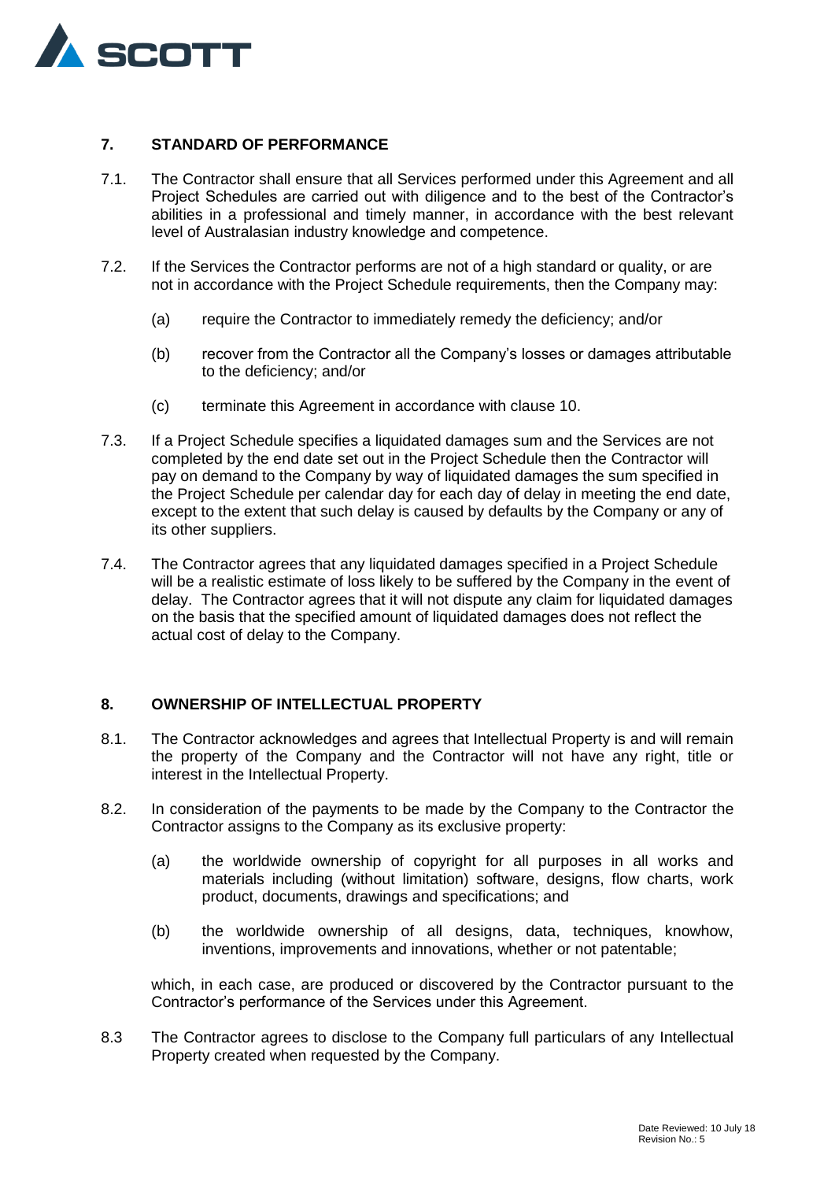## 7. STANDARD OF PERFORMANCE

7.1. The Contractor shall ensure that all Services performed under this Agreement and all Project Schedules are carried out with diligence and to the best of the Contractor's abilities in a professional and timely manner, in accordance with the best relevant level of Australasian industry knowledge and competence.

7.2. If the Services the Contractor performs are not of a high standard or quality, or are not in accordance with the Project Schedule requirements, then the Company may:

(a) require the Contractor to immediately remedy the deficiency; and/or

(b) recover from the Contractor all the Company's losses or damages attributable to the deficiency; and/or

(c) terminate this Agreement in accordance with clause 10.

7.3. If a Project Schedule specifies a liquidated damages sum and the Services are not completed by the end date set out in the Project Schedule then the Contractor will pay on demand to the Company by way of liquidated damages the sum specified in the Project Schedule per calendar day for each day of delay in meeting the end date, except to the extent that such delay is caused by defaults by the Company or any of its other suppliers.

7.4. The Contractor agrees that any liquidated damages specified in a Project Schedule will be a realistic estimate of loss likely to be suffered by the Company in the event of delay. The Contractor agrees that it will not dispute any claim for liquidated damages on the basis that the specified amount of liquidated damages does not reflect the actual cost of delay to the Company.

## 8. OWNERSHIP OF INTELLECTUAL PROPERTY

8.1. The Contractor acknowledges and agrees that Intellectual Property is and will remain the property of the Company and the Contractor will not have any right, title or interest in the Intellectual Property.

8.2. In consideration of the payments to be made by the Company to the Contractor the Contractor assigns to the Company as its exclusive property:

(a) the worldwide ownership of copyright for all purposes in all works and materials including (without limitation) software, designs, flow charts, work product, documents, drawings and specifications; and

(b) the worldwide ownership of all designs, data, techniques, knowhow, inventions, improvements and innovations, whether or not patentable;

which, in each case, are produced or discovered by the Contractor pursuant to the Contractor's performance of the Services under this Agreement.

8.3 The Contractor agrees to disclose to the Company full particulars of any Intellectual Property created when requested by the Company.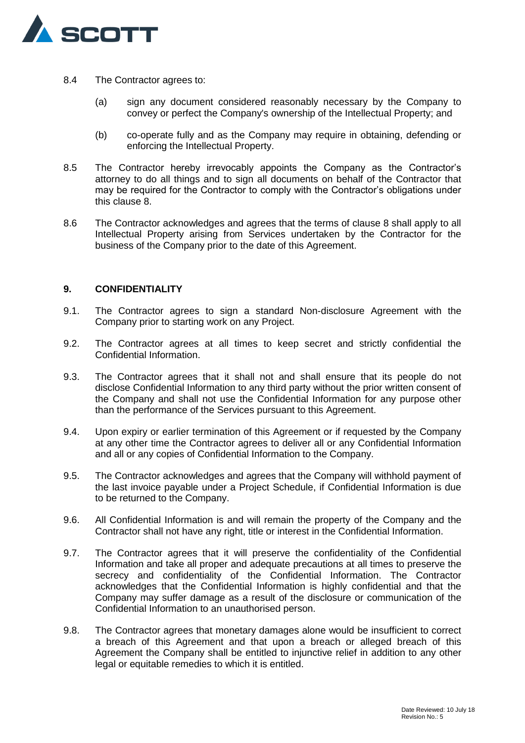8.4 The Contractor agrees to:

(a) sign any document considered reasonably necessary by the Company to convey or perfect the Company's ownership of the Intellectual Property; and

(b) co-operate fully and as the Company may require in obtaining, defending or enforcing the Intellectual Property.

8.5 The Contractor hereby irrevocably appoints the Company as the Contractor's attorney to do all things and to sign all documents on behalf of the Contractor that may be required for the Contractor to comply with the Contractor's obligations under this clause 8.

8.6 The Contractor acknowledges and agrees that the terms of clause 8 shall apply to all Intellectual Property arising from Services undertaken by the Contractor for the business of the Company prior to the date of this Agreement.

## 9. CONFIDENTIALITY

9.1. The Contractor agrees to sign a standard Non-disclosure Agreement with the Company prior to starting work on any Project.

9.2. The Contractor agrees at all times to keep secret and strictly confidential the Confidential Information.

9.3. The Contractor agrees that it shall not and shall ensure that its people do not disclose Confidential Information to any third party without the prior written consent of the Company and shall not use the Confidential Information for any purpose other than the performance of the Services pursuant to this Agreement.

9.4. Upon expiry or earlier termination of this Agreement or if requested by the Company at any other time the Contractor agrees to deliver all or any Confidential Information and all or any copies of Confidential Information to the Company.

9.5. The Contractor acknowledges and agrees that the Company will withhold payment of the last invoice payable under a Project Schedule, if Confidential Information is due to be returned to the Company.

9.6. All Confidential Information is and will remain the property of the Company and the Contractor shall not have any right, title or interest in the Confidential Information.

9.7. The Contractor agrees that it will preserve the confidentiality of the Confidential Information and take all proper and adequate precautions at all times to preserve the secrecy and confidentiality of the Confidential Information. The Contractor acknowledges that the Confidential Information is highly confidential and that the Company may suffer damage as a result of the disclosure or communication of the Confidential Information to an unauthorised person.

9.8. The Contractor agrees that monetary damages alone would be insufficient to correct a breach of this Agreement and that upon a breach or alleged breach of this Agreement the Company shall be entitled to injunctive relief in addition to any other legal or equitable remedies to which it is entitled.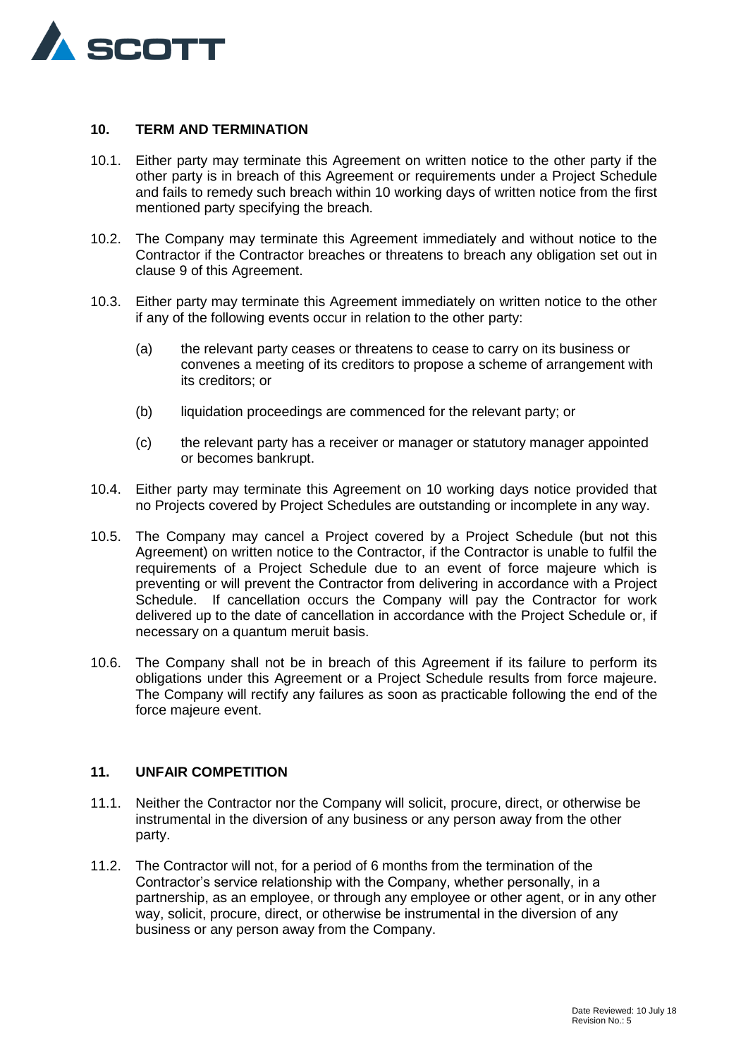## 10. TERM AND TERMINATION

10.1. Either party may terminate this Agreement on written notice to the other party if the other party is in breach of this Agreement or requirements under a Project Schedule and fails to remedy such breach within 10 working days of written notice from the first mentioned party specifying the breach.

10.2. The Company may terminate this Agreement immediately and without notice to the Contractor if the Contractor breaches or threatens to breach any obligation set out in clause 9 of this Agreement.

10.3. Either party may terminate this Agreement immediately on written notice to the other if any of the following events occur in relation to the other party:

(a) the relevant party ceases or threatens to cease to carry on its business or convenes a meeting of its creditors to propose a scheme of arrangement with its creditors; or

(b) liquidation proceedings are commenced for the relevant party; or

(c) the relevant party has a receiver or manager or statutory manager appointed or becomes bankrupt.

10.4. Either party may terminate this Agreement on 10 working days notice provided that no Projects covered by Project Schedules are outstanding or incomplete in any way.

10.5. The Company may cancel a Project covered by a Project Schedule (but not this Agreement) on written notice to the Contractor, if the Contractor is unable to fulfil the requirements of a Project Schedule due to an event of force majeure which is preventing or will prevent the Contractor from delivering in accordance with a Project Schedule. If cancellation occurs the Company will pay the Contractor for work delivered up to the date of cancellation in accordance with the Project Schedule or, if necessary on a quantum meruit basis.

10.6. The Company shall not be in breach of this Agreement if its failure to perform its obligations under this Agreement or a Project Schedule results from force majeure. The Company will rectify any failures as soon as practicable following the end of the force majeure event.

## 11. UNFAIR COMPETITION

11.1. Neither the Contractor nor the Company will solicit, procure, direct, or otherwise be instrumental in the diversion of any business or any person away from the other party.

11.2. The Contractor will not, for a period of 6 months from the termination of the Contractor's service relationship with the Company, whether personally, in a partnership, as an employee, or through any employee or other agent, or in any other way, solicit, procure, direct, or otherwise be instrumental in the diversion of any business or any person away from the Company.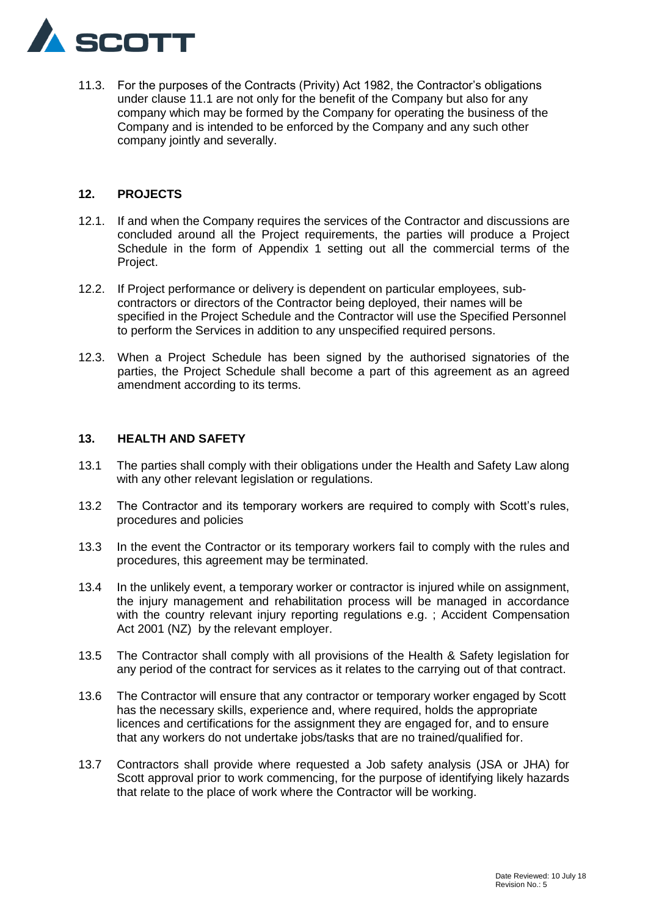11.3. For the purposes of the Contracts (Privity) Act 1982, the Contractor's obligations under clause 11.1 are not only for the benefit of the Company but also for any company which may be formed by the Company for operating the business of the Company and is intended to be enforced by the Company and any such other company jointly and severally.

## 12. PROJECTS

12.1. If and when the Company requires the services of the Contractor and discussions are concluded around all the Project requirements, the parties will produce a Project Schedule in the form of Appendix 1 setting out all the commercial terms of the Project.

12.2. If Project performance or delivery is dependent on particular employees, sub-contractors or directors of the Contractor being deployed, their names will be specified in the Project Schedule and the Contractor will use the Specified Personnel to perform the Services in addition to any unspecified required persons.

12.3. When a Project Schedule has been signed by the authorised signatories of the parties, the Project Schedule shall become a part of this agreement as an agreed amendment according to its terms.

## 13. HEALTH AND SAFETY

13.1 The parties shall comply with their obligations under the Health and Safety Law along with any other relevant legislation or regulations.

13.2 The Contractor and its temporary workers are required to comply with Scott's rules, procedures and policies

13.3 In the event the Contractor or its temporary workers fail to comply with the rules and procedures, this agreement may be terminated.

13.4 In the unlikely event, a temporary worker or contractor is injured while on assignment, the injury management and rehabilitation process will be managed in accordance with the country relevant injury reporting regulations e.g. ; Accident Compensation Act 2001 (NZ) by the relevant employer.

13.5 The Contractor shall comply with all provisions of the Health & Safety legislation for any period of the contract for services as it relates to the carrying out of that contract.

13.6 The Contractor will ensure that any contractor or temporary worker engaged by Scott has the necessary skills, experience and, where required, holds the appropriate licences and certifications for the assignment they are engaged for, and to ensure that any workers do not undertake jobs/tasks that are no trained/qualified for.

13.7 Contractors shall provide where requested a Job safety analysis (JSA or JHA) for Scott approval prior to work commencing, for the purpose of identifying likely hazards that relate to the place of work where the Contractor will be working.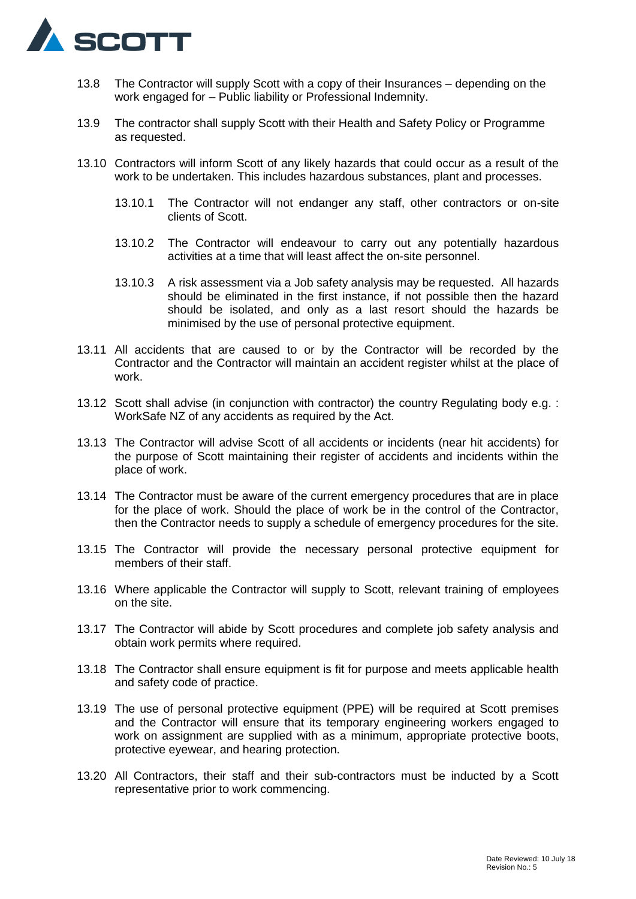13.8 The Contractor will supply Scott with a copy of their Insurances – depending on the work engaged for – Public liability or Professional Indemnity.

13.9 The contractor shall supply Scott with their Health and Safety Policy or Programme as requested.

13.10 Contractors will inform Scott of any likely hazards that could occur as a result of the work to be undertaken. This includes hazardous substances, plant and processes.

13.10.1 The Contractor will not endanger any staff, other contractors or on-site clients of Scott.

13.10.2 The Contractor will endeavour to carry out any potentially hazardous activities at a time that will least affect the on-site personnel.

13.10.3 A risk assessment via a Job safety analysis may be requested. All hazards should be eliminated in the first instance, if not possible then the hazard should be isolated, and only as a last resort should the hazards be minimised by the use of personal protective equipment.

13.11 All accidents that are caused to or by the Contractor will be recorded by the Contractor and the Contractor will maintain an accident register whilst at the place of work.

13.12 Scott shall advise (in conjunction with contractor) the country Regulating body e.g. : WorkSafe NZ of any accidents as required by the Act.

13.13 The Contractor will advise Scott of all accidents or incidents (near hit accidents) for the purpose of Scott maintaining their register of accidents and incidents within the place of work.

13.14 The Contractor must be aware of the current emergency procedures that are in place for the place of work. Should the place of work be in the control of the Contractor, then the Contractor needs to supply a schedule of emergency procedures for the site.

13.15 The Contractor will provide the necessary personal protective equipment for members of their staff.

13.16 Where applicable the Contractor will supply to Scott, relevant training of employees on the site.

13.17 The Contractor will abide by Scott procedures and complete job safety analysis and obtain work permits where required.

13.18 The Contractor shall ensure equipment is fit for purpose and meets applicable health and safety code of practice.

13.19 The use of personal protective equipment (PPE) will be required at Scott premises and the Contractor will ensure that its temporary engineering workers engaged to work on assignment are supplied with as a minimum, appropriate protective boots, protective eyewear, and hearing protection.

13.20 All Contractors, their staff and their sub-contractors must be inducted by a Scott representative prior to work commencing.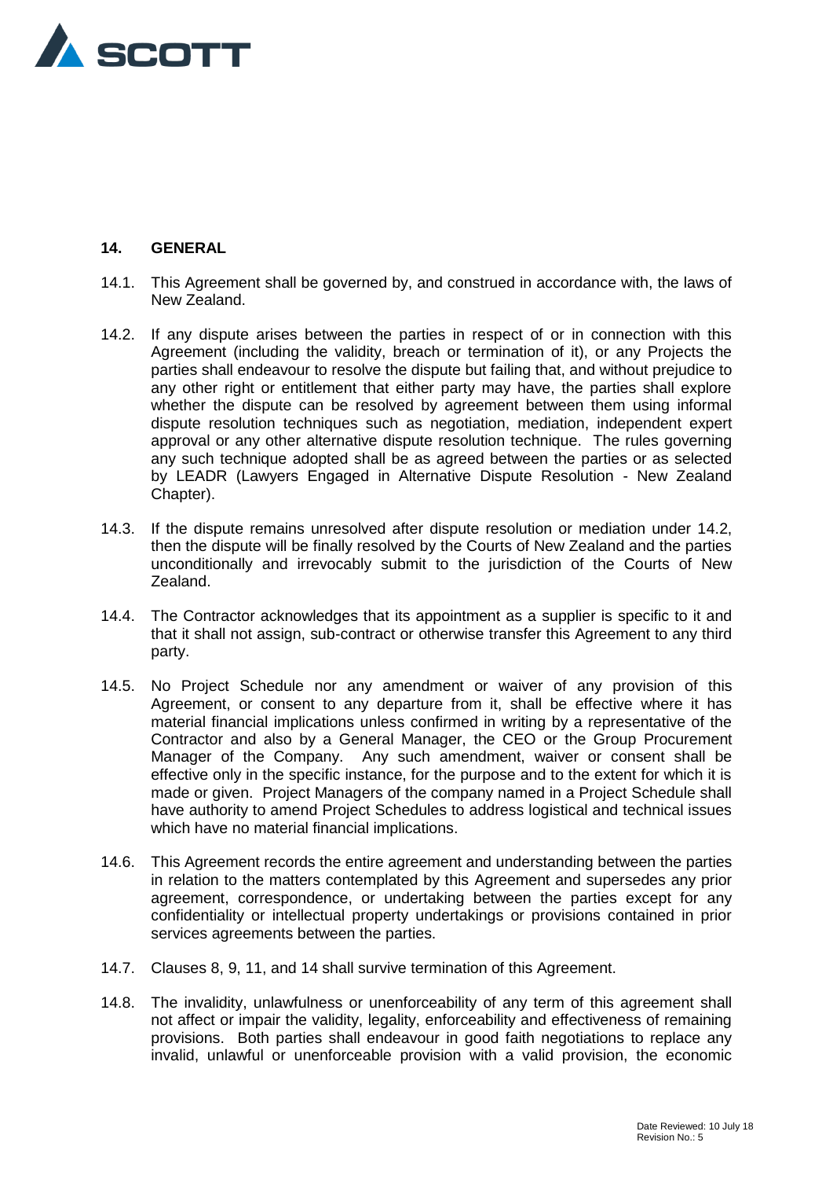## 14. GENERAL

14.1. This Agreement shall be governed by, and construed in accordance with, the laws of New Zealand.

14.2. If any dispute arises between the parties in respect of or in connection with this Agreement (including the validity, breach or termination of it), or any Projects the parties shall endeavour to resolve the dispute but failing that, and without prejudice to any other right or entitlement that either party may have, the parties shall explore whether the dispute can be resolved by agreement between them using informal dispute resolution techniques such as negotiation, mediation, independent expert approval or any other alternative dispute resolution technique. The rules governing any such technique adopted shall be as agreed between the parties or as selected by LEADR (Lawyers Engaged in Alternative Dispute Resolution - New Zealand Chapter).

14.3. If the dispute remains unresolved after dispute resolution or mediation under 14.2, then the dispute will be finally resolved by the Courts of New Zealand and the parties unconditionally and irrevocably submit to the jurisdiction of the Courts of New Zealand.

14.4. The Contractor acknowledges that its appointment as a supplier is specific to it and that it shall not assign, sub-contract or otherwise transfer this Agreement to any third party.

14.5. No Project Schedule nor any amendment or waiver of any provision of this Agreement, or consent to any departure from it, shall be effective where it has material financial implications unless confirmed in writing by a representative of the Contractor and also by a General Manager, the CEO or the Group Procurement Manager of the Company. Any such amendment, waiver or consent shall be effective only in the specific instance, for the purpose and to the extent for which it is made or given. Project Managers of the company named in a Project Schedule shall have authority to amend Project Schedules to address logistical and technical issues which have no material financial implications.

14.6. This Agreement records the entire agreement and understanding between the parties in relation to the matters contemplated by this Agreement and supersedes any prior agreement, correspondence, or undertaking between the parties except for any confidentiality or intellectual property undertakings or provisions contained in prior services agreements between the parties.

14.7. Clauses 8, 9, 11, and 14 shall survive termination of this Agreement.

14.8. The invalidity, unlawfulness or unenforceability of any term of this agreement shall not affect or impair the validity, legality, enforceability and effectiveness of remaining provisions. Both parties shall endeavour in good faith negotiations to replace any invalid, unlawful or unenforceable provision with a valid provision, the economic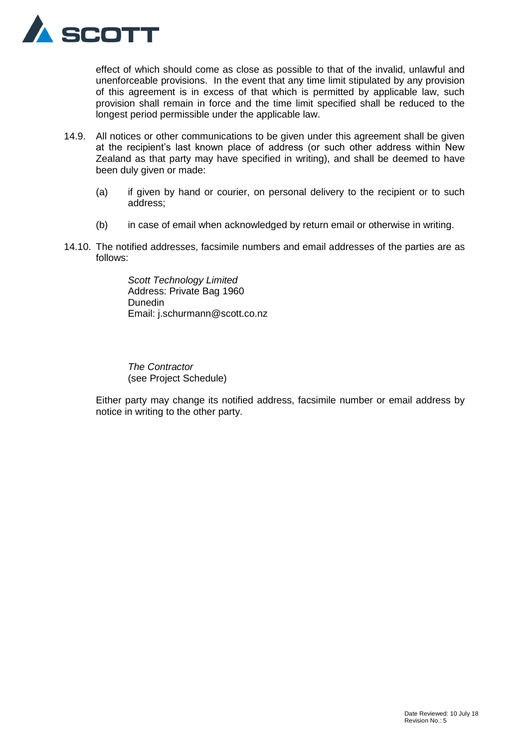effect of which should come as close as possible to that of the invalid, unlawful and unenforceable provisions. In the event that any time limit stipulated by any provision of this agreement is in excess of that which is permitted by applicable law, such provision shall remain in force and the time limit specified shall be reduced to the longest period permissible under the applicable law.

14.9. All notices or other communications to be given under this agreement shall be given at the recipient's last known place of address (or such other address within New Zealand as that party may have specified in writing), and shall be deemed to have been duly given or made:

(a) if given by hand or courier, on personal delivery to the recipient or to such address;

(b) in case of email when acknowledged by return email or otherwise in writing.

14.10. The notified addresses, facsimile numbers and email addresses of the parties are as follows:

*Scott Technology Limited*
Address: Private Bag 1960
Dunedin
Email: j.schurmann@scott.co.nz

*The Contractor*
(see Project Schedule)

Either party may change its notified address, facsimile number or email address by notice in writing to the other party.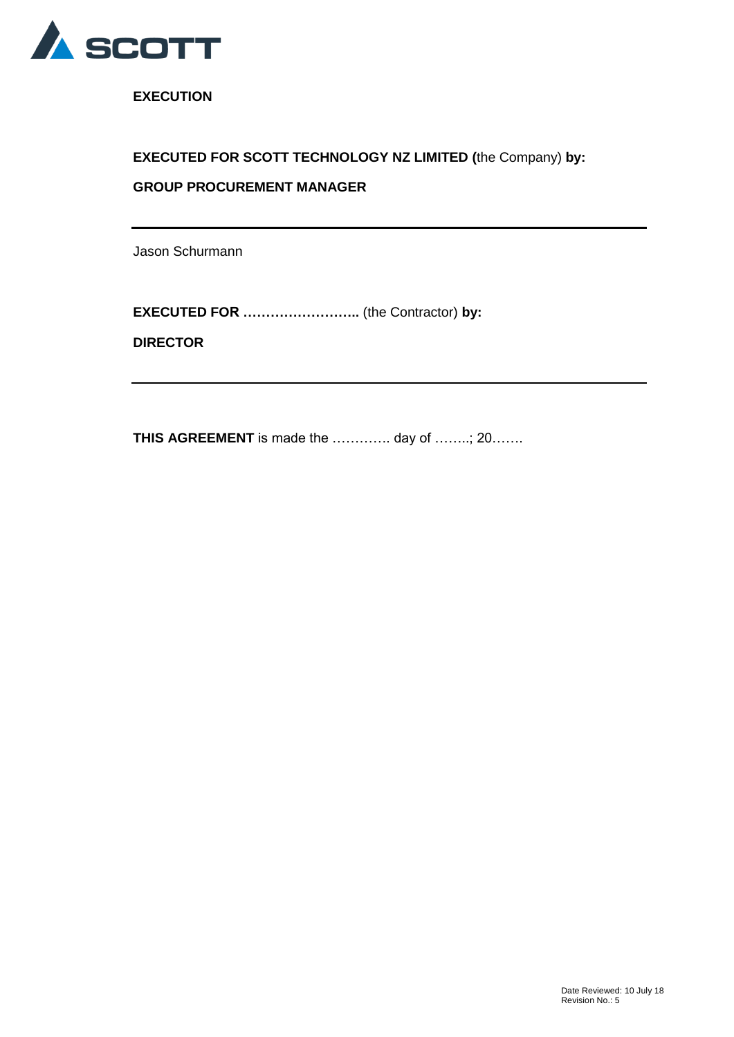**EXECUTION**

**EXECUTED FOR SCOTT TECHNOLOGY NZ LIMITED (**the Company) **by:**

**GROUP PROCUREMENT MANAGER**

---

Jason Schurmann

**EXECUTED FOR ……………………..** (the Contractor) **by:**

**DIRECTOR**

---

**THIS AGREEMENT** is made the …………. day of ……..; 20…….

Date Reviewed: 10 July 18
Revision No.: 5